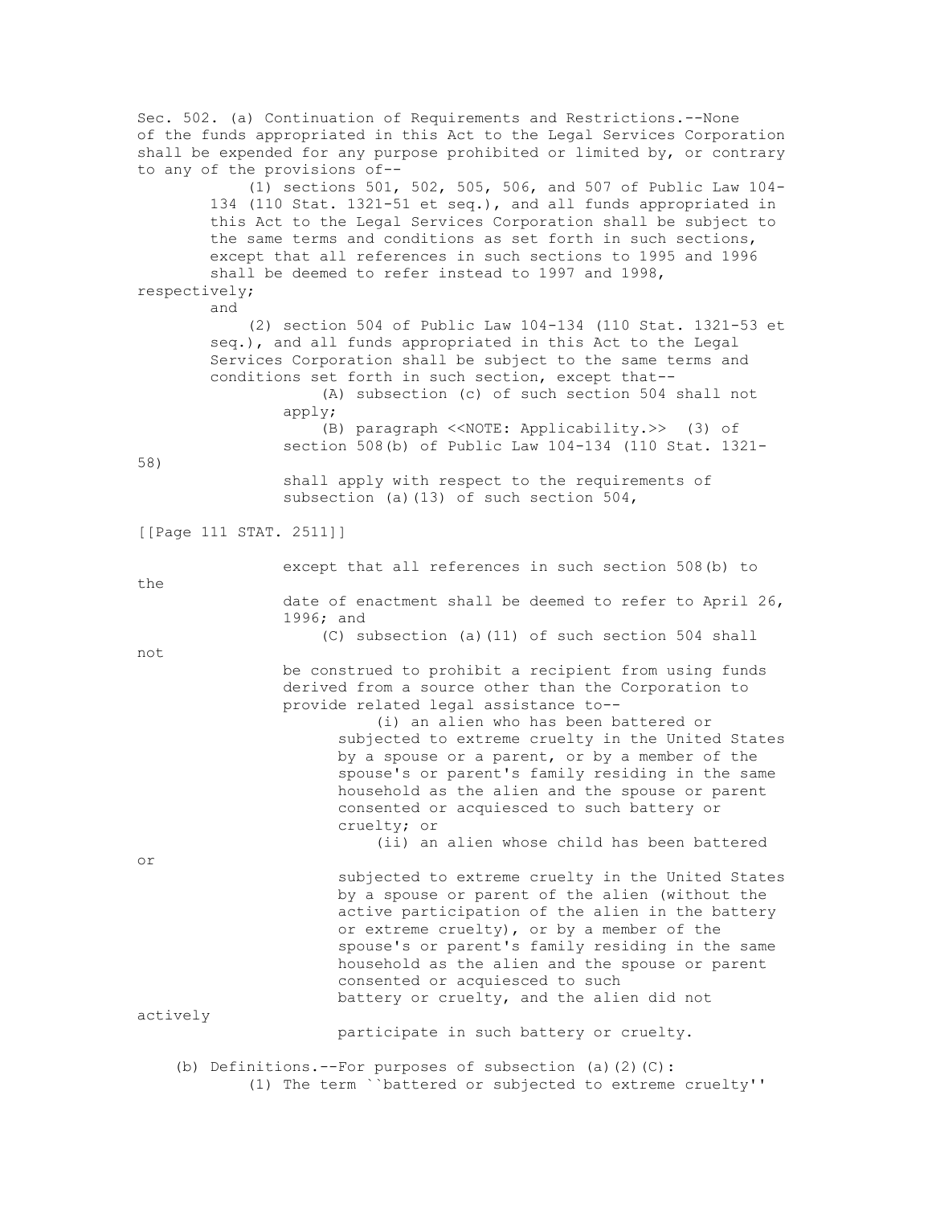Sec. 502. (a) Continuation of Requirements and Restrictions.--None of the funds appropriated in this Act to the Legal Services Corporation shall be expended for any purpose prohibited or limited by, or contrary to any of the provisions of--

(1) sections 501, 502, 505, 506, and 507 of Public Law 104-134 (110 Stat. 1321-51 et seq.), and all funds appropriated in this Act to the Legal Services Corporation shall be subject to the same terms and conditions as set forth in such sections, except that all references in such sections to 1995 and 1996 shall be deemed to refer instead to 1997 and 1998, respectively; and

(2) section 504 of Public Law 104-134 (110 Stat. 1321-53 et seq.), and all funds appropriated in this Act to the Legal Services Corporation shall be subject to the same terms and conditions set forth in such section, except that--

(A) subsection (c) of such section 504 shall not apply;

(B) paragraph <<NOTE: Applicability.>> (3) of section 508(b) of Public Law 104-134 (110 Stat. 1321-58) shall apply with respect to the requirements of subsection (a)(13) of such section 504,

[[Page 111 STAT. 2511]]

except that all references in such section 508(b) to the date of enactment shall be deemed to refer to April 26, 1996; and

(C) subsection (a)(11) of such section 504 shall not be construed to prohibit a recipient from using funds derived from a source other than the Corporation to provide related legal assistance to--

(i) an alien who has been battered or subjected to extreme cruelty in the United States by a spouse or a parent, or by a member of the spouse's or parent's family residing in the same household as the alien and the spouse or parent consented or acquiesced to such battery or cruelty; or

(ii) an alien whose child has been battered or subjected to extreme cruelty in the United States by a spouse or parent of the alien (without the active participation of the alien in the battery or extreme cruelty), or by a member of the spouse's or parent's family residing in the same household as the alien and the spouse or parent consented or acquiesced to such battery or cruelty, and the alien did not actively participate in such battery or cruelty.

(b) Definitions.--For purposes of subsection (a)(2)(C):

(1) The term ``battered or subjected to extreme cruelty''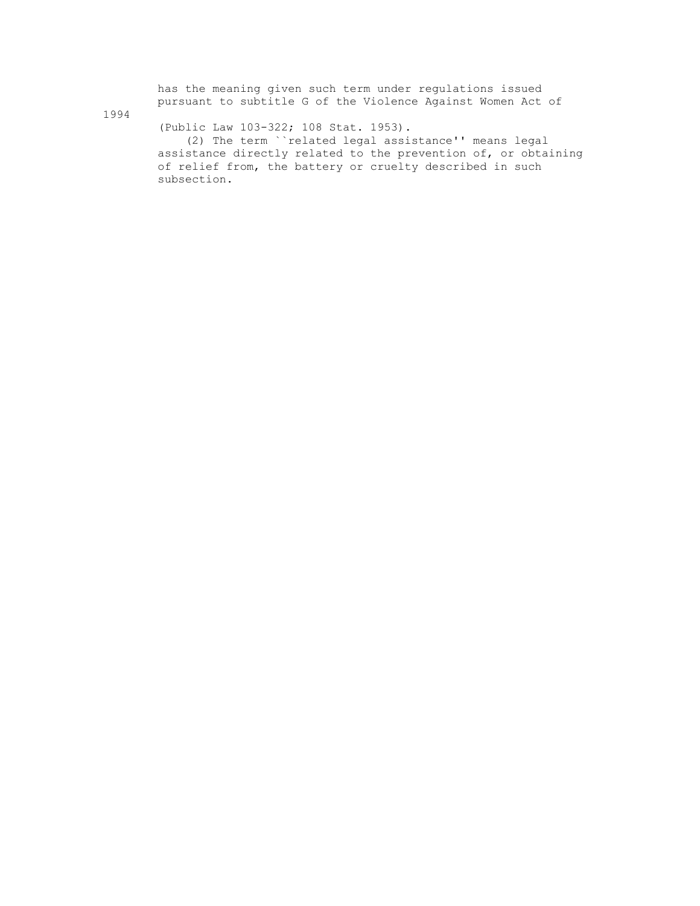has the meaning given such term under regulations issued pursuant to subtitle G of the Violence Against Women Act of 1994 (Public Law 103-322; 108 Stat. 1953).

(2) The term ``related legal assistance'' means legal assistance directly related to the prevention of, or obtaining of relief from, the battery or cruelty described in such subsection.